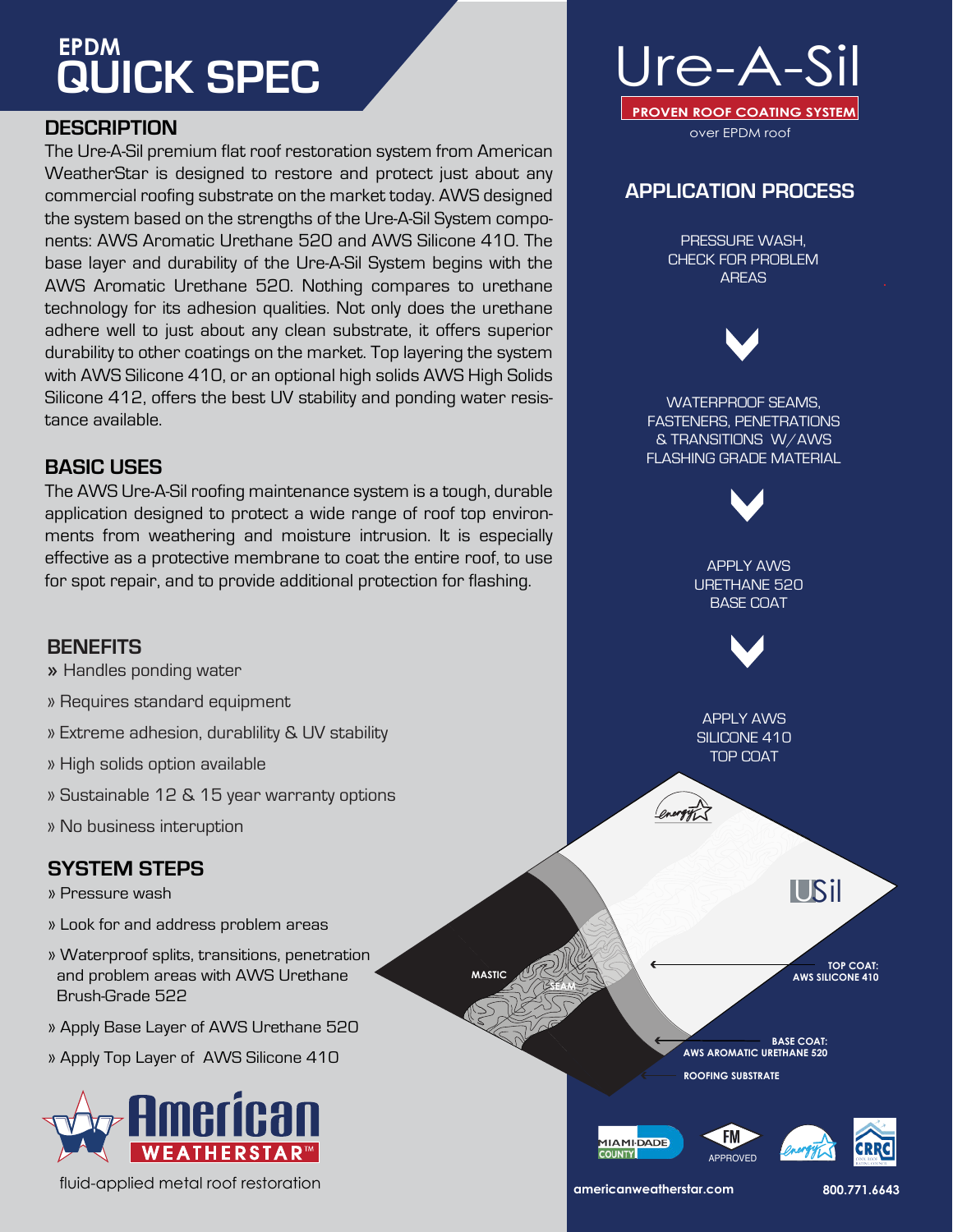# EPDM QUICK SPEC

## DESCRIPTION

The Ure-A-Sil premium flat roof restoration system from American WeatherStar is designed to restore and protect just about any commercial roofing substrate on the market today. AWS designed the system based on the strengths of the Ure-A-Sil System components: AWS Aromatic Urethane 520 and AWS Silicone 410. The base layer and durability of the Ure-A-Sil System begins with the AWS Aromatic Urethane 520. Nothing compares to urethane technology for its adhesion qualities. Not only does the urethane adhere well to just about any clean substrate, it offers superior durability to other coatings on the market. Top layering the system with AWS Silicone 410, or an optional high solids AWS High Solids Silicone 412, offers the best UV stability and ponding water resistance available.

## BASIC USES

The AWS Ure-A-Sil roofing maintenance system is a tough, durable application designed to protect a wide range of roof top environments from weathering and moisture intrusion. It is especially effective as a protective membrane to coat the entire roof, to use for spot repair, and to provide additional protection for flashing.

## BENEFITS

» Handles ponding water

» Requires standard equipment

» Extreme adhesion, durablility & UV stability

» High solids option available

» Sustainable 12 & 15 year warranty options

» No business interuption

## SYSTEM STEPS

» Pressure wash

» Look for and address problem areas

» Waterproof splits, transitions, penetration and problem areas with AWS Urethane Brush-Grade 522

» Apply Base Layer of AWS Urethane 520

» Apply Top Layer of AWS Silicone 410

American WEATHERSTAR™

fluid-applied metal roof restoration

# Ure-A-Sil

**PROVEN ROOF COATING SYSTEM**

over EPDM roof

## APPLICATION PROCESS

PRESSURE WASH, CHECK FOR PROBLEM AREAS

WATERPROOF SEAMS, FASTENERS, PENETRATIONS & TRANSITIONS W/AWS FLASHING GRADE MATERIAL

APPLY AWS URETHANE 520 BASE COAT

APPLY AWS SILICONE 410 TOP COAT

USil

MASTIC

SEAM

**TOP COAT: AWS SILICONE 410**

**BASE COAT: AWS AROMATIC URETHANE 520**

**ROOFING SUBSTRATE**

MIAMI-DADE COUNTY | FM APPROVED | Energy Star | CRRC

**americanweatherstar.com** **800.771.6643**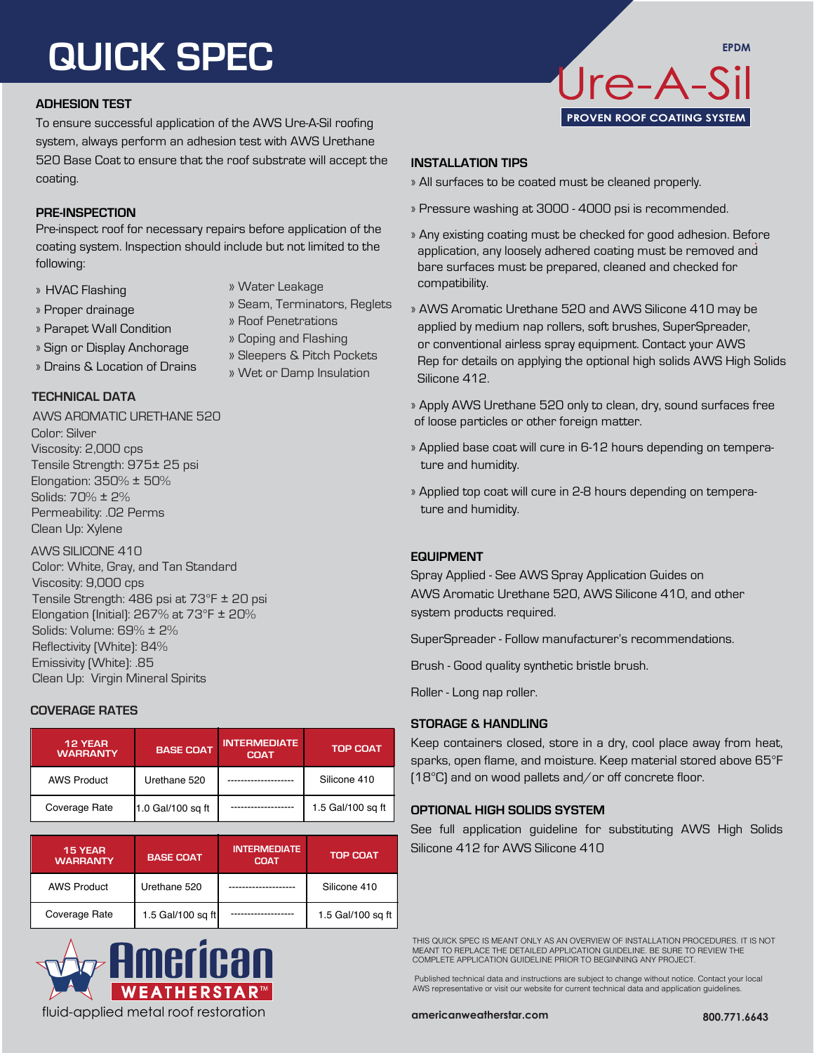# QUICK SPEC

EPDM

Ure-A-Sil

PROVEN ROOF COATING SYSTEM

## ADHESION TEST

To ensure successful application of the AWS Ure-A-Sil roofing system, always perform an adhesion test with AWS Urethane 520 Base Coat to ensure that the roof substrate will accept the coating.

## PRE-INSPECTION

Pre-inspect roof for necessary repairs before application of the coating system. Inspection should include but not limited to the following:

- » HVAC Flashing
- » Proper drainage
- » Parapet Wall Condition
- » Sign or Display Anchorage
- » Drains & Location of Drains
- » Water Leakage
- » Seam, Terminators, Reglets
- » Roof Penetrations
- » Coping and Flashing
- » Sleepers & Pitch Pockets
- » Wet or Damp Insulation

## TECHNICAL DATA

AWS AROMATIC URETHANE 520
Color: Silver
Viscosity: 2,000 cps
Tensile Strength: 975± 25 psi
Elongation: 350% ± 50%
Solids: 70% ± 2%
Permeability: .02 Perms
Clean Up: Xylene

AWS SILICONE 410
Color: White, Gray, and Tan Standard
Viscosity: 9,000 cps
Tensile Strength: 486 psi at 73°F ± 20 psi
Elongation (Initial): 267% at 73°F ± 20%
Solids: Volume: 69% ± 2%
Reflectivity (White): 84%
Emissivity (White): .85
Clean Up: Virgin Mineral Spirits

## COVERAGE RATES

| 12 YEAR WARRANTY | BASE COAT | INTERMEDIATE COAT | TOP COAT |
|---|---|---|---|
| AWS Product | Urethane 520 | ------------------- | Silicone 410 |
| Coverage Rate | 1.0 Gal/100 sq ft | ------------------- | 1.5 Gal/100 sq ft |

| 15 YEAR WARRANTY | BASE COAT | INTERMEDIATE COAT | TOP COAT |
|---|---|---|---|
| AWS Product | Urethane 520 | ------------------- | Silicone 410 |
| Coverage Rate | 1.5 Gal/100 sq ft | ------------------- | 1.5 Gal/100 sq ft |

## INSTALLATION TIPS

» All surfaces to be coated must be cleaned properly.

» Pressure washing at 3000 - 4000 psi is recommended.

» Any existing coating must be checked for good adhesion. Before application, any loosely adhered coating must be removed and bare surfaces must be prepared, cleaned and checked for compatibility.

» AWS Aromatic Urethane 520 and AWS Silicone 410 may be applied by medium nap rollers, soft brushes, SuperSpreader, or conventional airless spray equipment. Contact your AWS Rep for details on applying the optional high solids AWS High Solids Silicone 412.

» Apply AWS Urethane 520 only to clean, dry, sound surfaces free of loose particles or other foreign matter.

» Applied base coat will cure in 6-12 hours depending on temperature and humidity.

» Applied top coat will cure in 2-8 hours depending on temperature and humidity.

## EQUIPMENT

Spray Applied - See AWS Spray Application Guides on AWS Aromatic Urethane 520, AWS Silicone 410, and other system products required.

SuperSpreader - Follow manufacturer's recommendations.

Brush - Good quality synthetic bristle brush.

Roller - Long nap roller.

## STORAGE & HANDLING

Keep containers closed, store in a dry, cool place away from heat, sparks, open flame, and moisture. Keep material stored above 65°F (18°C) and on wood pallets and/or off concrete floor.

## OPTIONAL HIGH SOLIDS SYSTEM

See full application guideline for substituting AWS High Solids Silicone 412 for AWS Silicone 410

THIS QUICK SPEC IS MEANT ONLY AS AN OVERVIEW OF INSTALLATION PROCEDURES. IT IS NOT MEANT TO REPLACE THE DETAILED APPLICATION GUIDELINE. BE SURE TO REVIEW THE COMPLETE APPLICATION GUIDELINE PRIOR TO BEGINNING ANY PROJECT.

Published technical data and instructions are subject to change without notice. Contact your local AWS representative or visit our website for current technical data and application guidelines.

American WEATHERSTAR™
fluid-applied metal roof restoration

americanweatherstar.com

800.771.6643